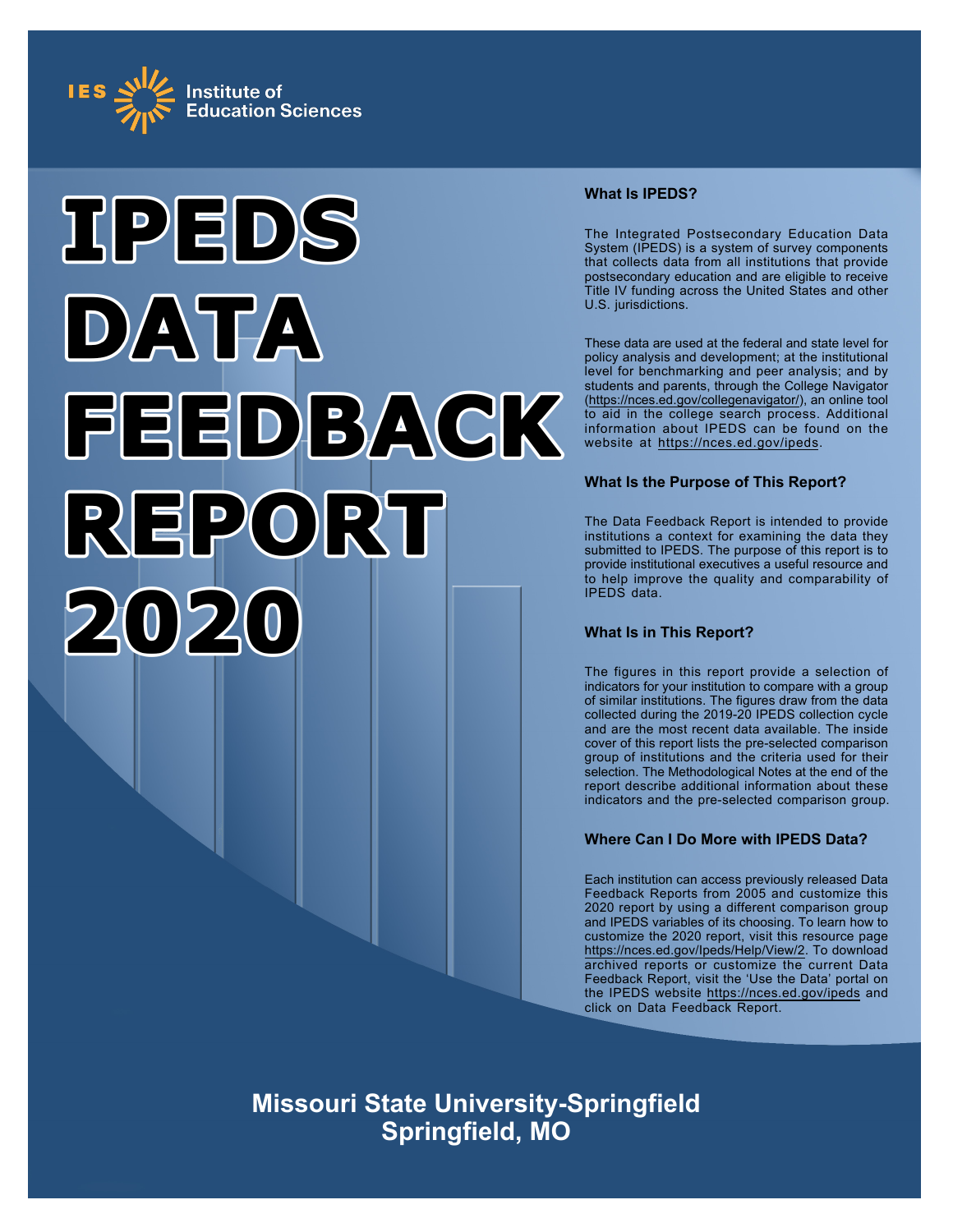IES Institute of Education Sciences

# IPEDS DATA FEEDBACK REPORT 2020

### What Is IPEDS?

The Integrated Postsecondary Education Data System (IPEDS) is a system of survey components that collects data from all institutions that provide postsecondary education and are eligible to receive Title IV funding across the United States and other U.S. jurisdictions.

These data are used at the federal and state level for policy analysis and development; at the institutional level for benchmarking and peer analysis; and by students and parents, through the College Navigator (https://nces.ed.gov/collegenavigator/), an online tool to aid in the college search process. Additional information about IPEDS can be found on the website at https://nces.ed.gov/ipeds.

### What Is the Purpose of This Report?

The Data Feedback Report is intended to provide institutions a context for examining the data they submitted to IPEDS. The purpose of this report is to provide institutional executives a useful resource and to help improve the quality and comparability of IPEDS data.

### What Is in This Report?

The figures in this report provide a selection of indicators for your institution to compare with a group of similar institutions. The figures draw from the data collected during the 2019-20 IPEDS collection cycle and are the most recent data available. The inside cover of this report lists the pre-selected comparison group of institutions and the criteria used for their selection. The Methodological Notes at the end of the report describe additional information about these indicators and the pre-selected comparison group.

### Where Can I Do More with IPEDS Data?

Each institution can access previously released Data Feedback Reports from 2005 and customize this 2020 report by using a different comparison group and IPEDS variables of its choosing. To learn how to customize the 2020 report, visit this resource page https://nces.ed.gov/Ipeds/Help/View/2. To download archived reports or customize the current Data Feedback Report, visit the 'Use the Data' portal on the IPEDS website https://nces.ed.gov/ipeds and click on Data Feedback Report.

**Missouri State University-Springfield**
**Springfield, MO**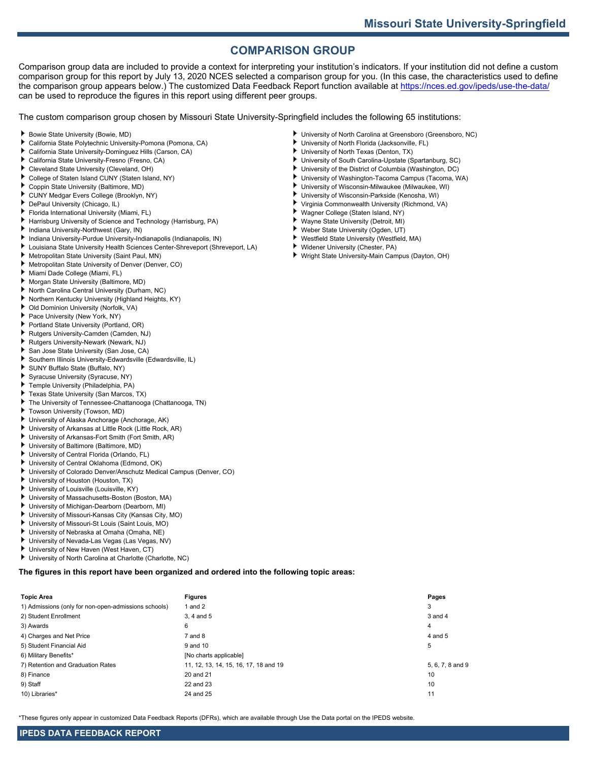## COMPARISON GROUP

Comparison group data are included to provide a context for interpreting your institution's indicators. If your institution did not define a custom comparison group for this report by July 13, 2020 NCES selected a comparison group for you. (In this case, the characteristics used to define the comparison group appears below.) The customized Data Feedback Report function available at https://nces.ed.gov/ipeds/use-the-data/ can be used to reproduce the figures in this report using different peer groups.

The custom comparison group chosen by Missouri State University-Springfield includes the following 65 institutions:

- Bowie State University (Bowie, MD)
- California State Polytechnic University-Pomona (Pomona, CA)
- California State University-Dominguez Hills (Carson, CA)
- California State University-Fresno (Fresno, CA)
- Cleveland State University (Cleveland, OH)
- College of Staten Island CUNY (Staten Island, NY)
- Coppin State University (Baltimore, MD)
- CUNY Medgar Evers College (Brooklyn, NY)
- DePaul University (Chicago, IL)
- Florida International University (Miami, FL)
- Harrisburg University of Science and Technology (Harrisburg, PA)
- Indiana University-Northwest (Gary, IN)
- Indiana University-Purdue University-Indianapolis (Indianapolis, IN)
- Louisiana State University Health Sciences Center-Shreveport (Shreveport, LA)
- Metropolitan State University (Saint Paul, MN)
- Metropolitan State University of Denver (Denver, CO)
- Miami Dade College (Miami, FL)
- Morgan State University (Baltimore, MD)
- North Carolina Central University (Durham, NC)
- Northern Kentucky University (Highland Heights, KY)
- Old Dominion University (Norfolk, VA)
- Pace University (New York, NY)
- Portland State University (Portland, OR)
- Rutgers University-Camden (Camden, NJ)
- Rutgers University-Newark (Newark, NJ)
- San Jose State University (San Jose, CA)
- Southern Illinois University-Edwardsville (Edwardsville, IL)
- SUNY Buffalo State (Buffalo, NY)
- Syracuse University (Syracuse, NY)
- Temple University (Philadelphia, PA)
- Texas State University (San Marcos, TX)
- The University of Tennessee-Chattanooga (Chattanooga, TN)
- Towson University (Towson, MD)
- University of Alaska Anchorage (Anchorage, AK)
- University of Arkansas at Little Rock (Little Rock, AR)
- University of Arkansas-Fort Smith (Fort Smith, AR)
- University of Baltimore (Baltimore, MD)
- University of Central Florida (Orlando, FL)
- University of Central Oklahoma (Edmond, OK)
- University of Colorado Denver/Anschutz Medical Campus (Denver, CO)
- University of Houston (Houston, TX)
- University of Louisville (Louisville, KY)
- University of Massachusetts-Boston (Boston, MA)
- University of Michigan-Dearborn (Dearborn, MI)
- University of Missouri-Kansas City (Kansas City, MO)
- University of Missouri-St Louis (Saint Louis, MO)
- University of Nebraska at Omaha (Omaha, NE)
- University of Nevada-Las Vegas (Las Vegas, NV)
- University of New Haven (West Haven, CT)
- University of North Carolina at Charlotte (Charlotte, NC)
- University of North Carolina at Greensboro (Greensboro, NC)
- University of North Florida (Jacksonville, FL)
- University of North Texas (Denton, TX)
- University of South Carolina-Upstate (Spartanburg, SC)
- University of the District of Columbia (Washington, DC)
- University of Washington-Tacoma Campus (Tacoma, WA)
- University of Wisconsin-Milwaukee (Milwaukee, WI)
- University of Wisconsin-Parkside (Kenosha, WI)
- Virginia Commonwealth University (Richmond, VA)
- Wagner College (Staten Island, NY)
- Wayne State University (Detroit, MI)
- Weber State University (Ogden, UT)
- Westfield State University (Westfield, MA)
- Widener University (Chester, PA)
- Wright State University-Main Campus (Dayton, OH)

**The figures in this report have been organized and ordered into the following topic areas:**

| Topic Area | Figures | Pages |
|---|---|---|
| 1) Admissions (only for non-open-admissions schools) | 1 and 2 | 3 |
| 2) Student Enrollment | 3, 4 and 5 | 3 and 4 |
| 3) Awards | 6 | 4 |
| 4) Charges and Net Price | 7 and 8 | 4 and 5 |
| 5) Student Financial Aid | 9 and 10 | 5 |
| 6) Military Benefits* | [No charts applicable] | |
| 7) Retention and Graduation Rates | 11, 12, 13, 14, 15, 16, 17, 18 and 19 | 5, 6, 7, 8 and 9 |
| 8) Finance | 20 and 21 | 10 |
| 9) Staff | 22 and 23 | 10 |
| 10) Libraries* | 24 and 25 | 11 |

*These figures only appear in customized Data Feedback Reports (DFRs), which are available through Use the Data portal on the IPEDS website.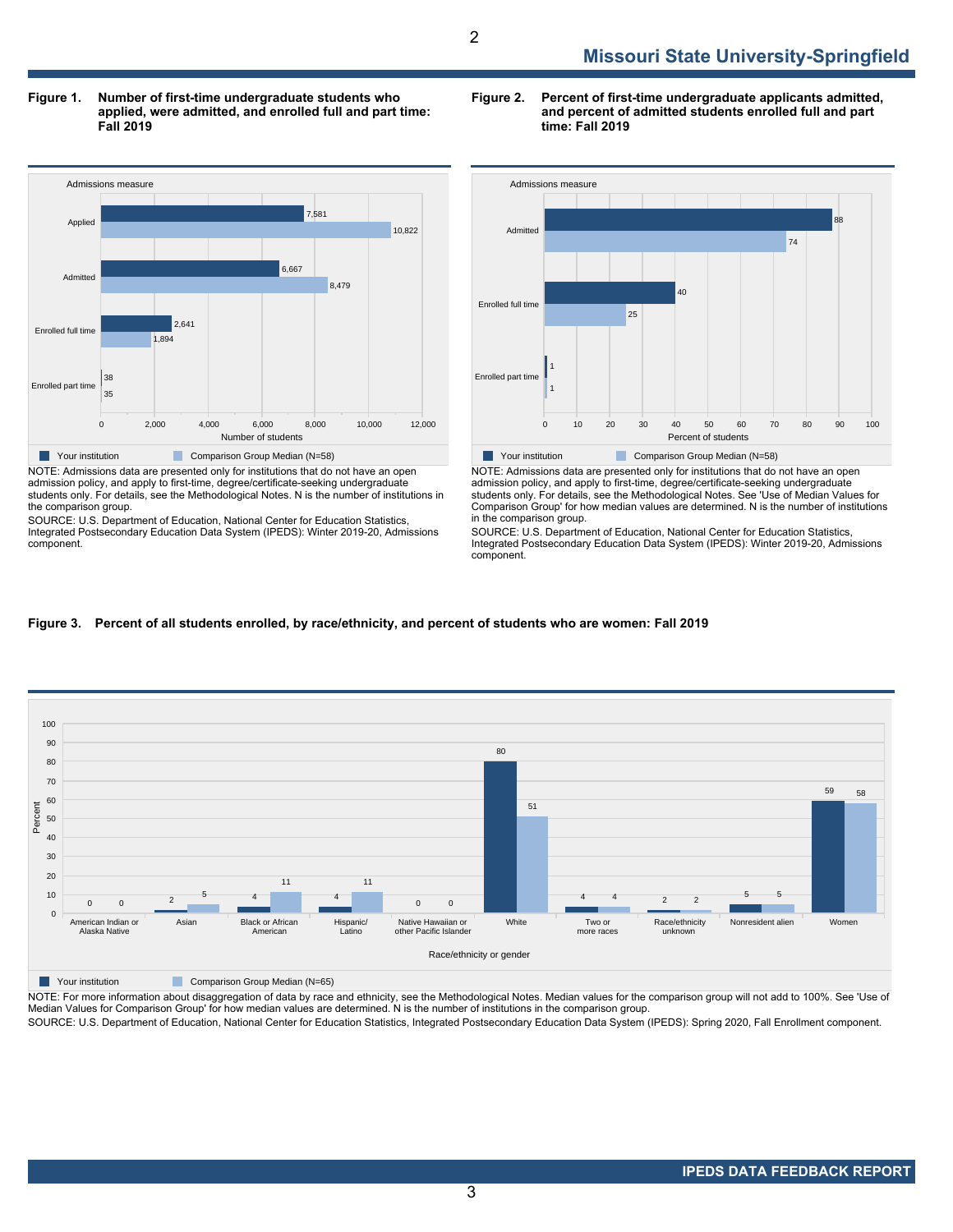## Missouri State University-Springfield

**Figure 1. Number of first-time undergraduate students who applied, were admitted, and enrolled full and part time: Fall 2019**

| Admissions measure | Your institution | Comparison Group Median (N=58) |
|---|---|---|
| Applied | 7,581 | 10,822 |
| Admitted | 6,667 | 8,479 |
| Enrolled full time | 2,641 | 1,894 |
| Enrolled part time | 38 | 35 |

NOTE: Admissions data are presented only for institutions that do not have an open admission policy, and apply to first-time, degree/certificate-seeking undergraduate students only. For details, see the Methodological Notes. N is the number of institutions in the comparison group.

SOURCE: U.S. Department of Education, National Center for Education Statistics, Integrated Postsecondary Education Data System (IPEDS): Winter 2019-20, Admissions component.

**Figure 2. Percent of first-time undergraduate applicants admitted, and percent of admitted students enrolled full and part time: Fall 2019**

| Admissions measure | Your institution | Comparison Group Median (N=58) |
|---|---|---|
| Admitted | 88 | 74 |
| Enrolled full time | 40 | 25 |
| Enrolled part time | 1 | 1 |

NOTE: Admissions data are presented only for institutions that do not have an open admission policy, and apply to first-time, degree/certificate-seeking undergraduate students only. For details, see the Methodological Notes. See 'Use of Median Values for Comparison Group' for how median values are determined. N is the number of institutions in the comparison group.

SOURCE: U.S. Department of Education, National Center for Education Statistics, Integrated Postsecondary Education Data System (IPEDS): Winter 2019-20, Admissions component.

**Figure 3. Percent of all students enrolled, by race/ethnicity, and percent of students who are women: Fall 2019**

| Race/ethnicity or gender | Your institution | Comparison Group Median (N=65) |
|---|---|---|
| American Indian or Alaska Native | 0 | 0 |
| Asian | 2 | 5 |
| Black or African American | 4 | 11 |
| Hispanic/ Latino | 4 | 11 |
| Native Hawaiian or other Pacific Islander | 0 | 0 |
| White | 80 | 51 |
| Two or more races | 4 | 4 |
| Race/ethnicity unknown | 2 | 2 |
| Nonresident alien | 5 | 5 |
| Women | 59 | 58 |

NOTE: For more information about disaggregation of data by race and ethnicity, see the Methodological Notes. Median values for the comparison group will not add to 100%. See 'Use of Median Values for Comparison Group' for how median values are determined. N is the number of institutions in the comparison group.

SOURCE: U.S. Department of Education, National Center for Education Statistics, Integrated Postsecondary Education Data System (IPEDS): Spring 2020, Fall Enrollment component.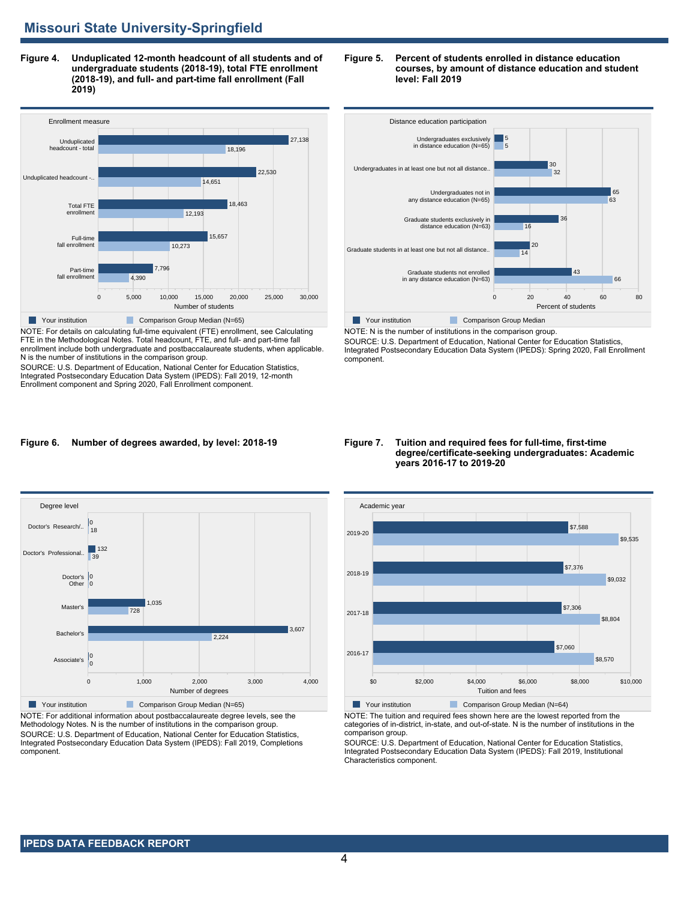## Missouri State University-Springfield

**Figure 4. Unduplicated 12-month headcount of all students and of undergraduate students (2018-19), total FTE enrollment (2018-19), and full- and part-time fall enrollment (Fall 2019)**

| Enrollment measure | Your institution | Comparison Group Median (N=65) |
|---|---|---|
| Unduplicated headcount - total | 27,138 | 18,196 |
| Unduplicated headcount -.. | 22,530 | 14,651 |
| Total FTE enrollment | 18,463 | 12,193 |
| Full-time fall enrollment | 15,657 | 10,273 |
| Part-time fall enrollment | 7,796 | 4,390 |

NOTE: For details on calculating full-time equivalent (FTE) enrollment, see Calculating FTE in the Methodological Notes. Total headcount, FTE, and full- and part-time fall enrollment include both undergraduate and postbaccalaureate students, when applicable. N is the number of institutions in the comparison group.
SOURCE: U.S. Department of Education, National Center for Education Statistics, Integrated Postsecondary Education Data System (IPEDS): Fall 2019, 12-month Enrollment component and Spring 2020, Fall Enrollment component.

**Figure 5. Percent of students enrolled in distance education courses, by amount of distance education and student level: Fall 2019**

| Distance education participation | Your institution | Comparison Group Median |
|---|---|---|
| Undergraduates exclusively in distance education (N=65) | 5 | 5 |
| Undergraduates in at least one but not all distance.. | 30 | 32 |
| Undergraduates not in any distance education (N=65) | 65 | 63 |
| Graduate students exclusively in distance education (N=63) | 36 | 16 |
| Graduate students in at least one but not all distance.. | 20 | 14 |
| Graduate students not enrolled in any distance education (N=63) | 43 | 66 |

NOTE: N is the number of institutions in the comparison group.
SOURCE: U.S. Department of Education, National Center for Education Statistics, Integrated Postsecondary Education Data System (IPEDS): Spring 2020, Fall Enrollment component.

**Figure 6. Number of degrees awarded, by level: 2018-19**

| Degree level | Your institution | Comparison Group Median (N=65) |
|---|---|---|
| Doctor's Research/.. | 0 | 18 |
| Doctor's Professional.. | 132 | 39 |
| Doctor's Other | 0 | 0 |
| Master's | 1,035 | 728 |
| Bachelor's | 3,607 | 2,224 |
| Associate's | 0 | 0 |

NOTE: For additional information about postbaccalaureate degree levels, see the Methodology Notes. N is the number of institutions in the comparison group.
SOURCE: U.S. Department of Education, National Center for Education Statistics, Integrated Postsecondary Education Data System (IPEDS): Fall 2019, Completions component.

**Figure 7. Tuition and required fees for full-time, first-time degree/certificate-seeking undergraduates: Academic years 2016-17 to 2019-20**

| Academic year | Your institution | Comparison Group Median (N=64) |
|---|---|---|
| 2019-20 | $7,588 | $9,535 |
| 2018-19 | $7,376 | $9,032 |
| 2017-18 | $7,306 | $8,804 |
| 2016-17 | $7,060 | $8,570 |

NOTE: The tuition and required fees shown here are the lowest reported from the categories of in-district, in-state, and out-of-state. N is the number of institutions in the comparison group.
SOURCE: U.S. Department of Education, National Center for Education Statistics, Integrated Postsecondary Education Data System (IPEDS): Fall 2019, Institutional Characteristics component.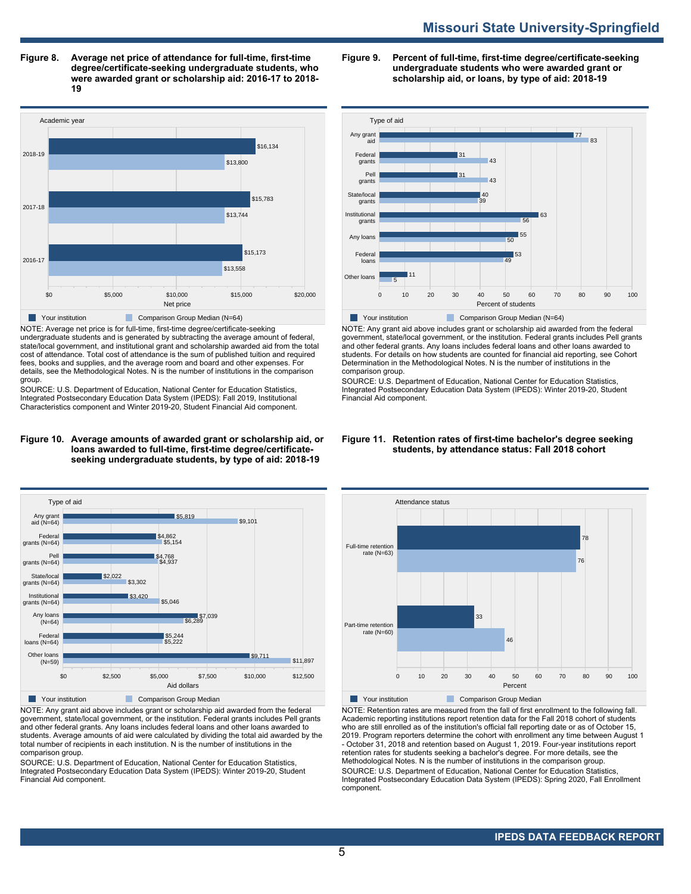## Figure 8. Average net price of attendance for full-time, first-time degree/certificate-seeking undergraduate students, who were awarded grant or scholarship aid: 2016-17 to 2018-19

| Academic year | Your institution | Comparison Group Median (N=64) |
|---|---|---|
| 2018-19 | $16,134 | $13,800 |
| 2017-18 | $15,783 | $13,744 |
| 2016-17 | $15,173 | $13,558 |

NOTE: Average net price is for full-time, first-time degree/certificate-seeking undergraduate students and is generated by subtracting the average amount of federal, state/local government, and institutional grant and scholarship awarded aid from the total cost of attendance. Total cost of attendance is the sum of published tuition and required fees, books and supplies, and the average room and board and other expenses. For details, see the Methodological Notes. N is the number of institutions in the comparison group.

SOURCE: U.S. Department of Education, National Center for Education Statistics, Integrated Postsecondary Education Data System (IPEDS): Fall 2019, Institutional Characteristics component and Winter 2019-20, Student Financial Aid component.

## Figure 9. Percent of full-time, first-time degree/certificate-seeking undergraduate students who were awarded grant or scholarship aid, or loans, by type of aid: 2018-19

| Type of aid | Your institution | Comparison Group Median (N=64) |
|---|---|---|
| Any grant aid | 77 | 83 |
| Federal grants | 31 | 43 |
| Pell grants | 31 | 43 |
| State/local grants | 40 | 39 |
| Institutional grants | 63 | 56 |
| Any loans | 55 | 50 |
| Federal loans | 53 | 49 |
| Other loans | 11 | 5 |

NOTE: Any grant aid above includes grant or scholarship aid awarded from the federal government, state/local government, or the institution. Federal grants includes Pell grants and other federal grants. Any loans includes federal loans and other loans awarded to students. For details on how students are counted for financial aid reporting, see Cohort Determination in the Methodological Notes. N is the number of institutions in the comparison group.

SOURCE: U.S. Department of Education, National Center for Education Statistics, Integrated Postsecondary Education Data System (IPEDS): Winter 2019-20, Student Financial Aid component.

## Figure 10. Average amounts of awarded grant or scholarship aid, or loans awarded to full-time, first-time degree/certificate-seeking undergraduate students, by type of aid: 2018-19

| Type of aid | Your institution | Comparison Group Median |
|---|---|---|
| Any grant aid (N=64) | $5,819 | $9,101 |
| Federal grants (N=64) | $4,862 | $5,154 |
| Pell grants (N=64) | $4,768 | $4,937 |
| State/local grants (N=64) | $2,022 | $3,302 |
| Institutional grants (N=64) | $3,420 | $5,046 |
| Any loans (N=64) | $7,039 | $6,289 |
| Federal loans (N=64) | $5,244 | $5,222 |
| Other loans (N=59) | $9,711 | $11,897 |

NOTE: Any grant aid above includes grant or scholarship aid awarded from the federal government, state/local government, or the institution. Federal grants includes Pell grants and other federal grants. Any loans includes federal loans and other loans awarded to students. Average amounts of aid were calculated by dividing the total aid awarded by the total number of recipients in each institution. N is the number of institutions in the comparison group.

SOURCE: U.S. Department of Education, National Center for Education Statistics, Integrated Postsecondary Education Data System (IPEDS): Winter 2019-20, Student Financial Aid component.

## Figure 11. Retention rates of first-time bachelor's degree seeking students, by attendance status: Fall 2018 cohort

| Attendance status | Your institution | Comparison Group Median |
|---|---|---|
| Full-time retention rate (N=63) | 78 | 76 |
| Part-time retention rate (N=60) | 33 | 46 |

NOTE: Retention rates are measured from the fall of first enrollment to the following fall. Academic reporting institutions report retention data for the Fall 2018 cohort of students who are still enrolled as of the institution's official fall reporting date or as of October 15, 2019. Program reporters determine the cohort with enrollment any time between August 1 - October 31, 2018 and retention based on August 1, 2019. Four-year institutions report retention rates for students seeking a bachelor's degree. For more details, see the Methodological Notes. N is the number of institutions in the comparison group.

SOURCE: U.S. Department of Education, National Center for Education Statistics, Integrated Postsecondary Education Data System (IPEDS): Spring 2020, Fall Enrollment component.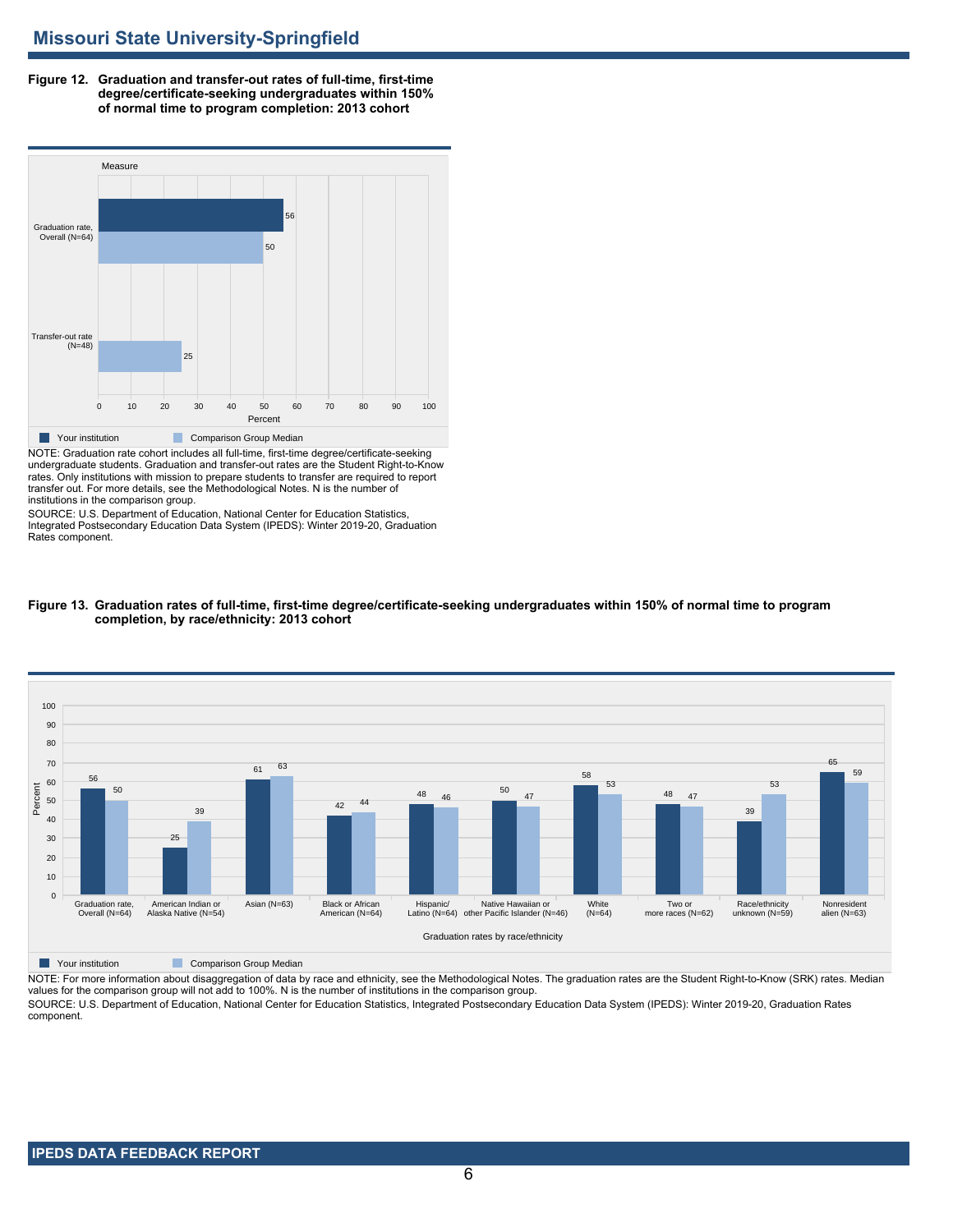# Missouri State University-Springfield

**Figure 12. Graduation and transfer-out rates of full-time, first-time degree/certificate-seeking undergraduates within 150% of normal time to program completion: 2013 cohort**

| Measure | Your institution | Comparison Group Median |
|---|---|---|
| Graduation rate, Overall (N=64) | 56 | 50 |
| Transfer-out rate (N=48) | | 25 |

NOTE: Graduation rate cohort includes all full-time, first-time degree/certificate-seeking undergraduate students. Graduation and transfer-out rates are the Student Right-to-Know rates. Only institutions with mission to prepare students to transfer are required to report transfer out. For more details, see the Methodological Notes. N is the number of institutions in the comparison group.

SOURCE: U.S. Department of Education, National Center for Education Statistics, Integrated Postsecondary Education Data System (IPEDS): Winter 2019-20, Graduation Rates component.

**Figure 13. Graduation rates of full-time, first-time degree/certificate-seeking undergraduates within 150% of normal time to program completion, by race/ethnicity: 2013 cohort**

| Graduation rates by race/ethnicity | Your institution | Comparison Group Median |
|---|---|---|
| Graduation rate, Overall (N=64) | 56 | 50 |
| American Indian or Alaska Native (N=54) | 25 | 39 |
| Asian (N=63) | 61 | 63 |
| Black or African American (N=64) | 42 | 44 |
| Hispanic/ Latino (N=64) | 48 | 46 |
| Native Hawaiian or other Pacific Islander (N=46) | 50 | 47 |
| White (N=64) | 58 | 53 |
| Two or more races (N=62) | 48 | 47 |
| Race/ethnicity unknown (N=59) | 39 | 53 |
| Nonresident alien (N=63) | 65 | 59 |

NOTE: For more information about disaggregation of data by race and ethnicity, see the Methodological Notes. The graduation rates are the Student Right-to-Know (SRK) rates. Median values for the comparison group will not add to 100%. N is the number of institutions in the comparison group.

SOURCE: U.S. Department of Education, National Center for Education Statistics, Integrated Postsecondary Education Data System (IPEDS): Winter 2019-20, Graduation Rates component.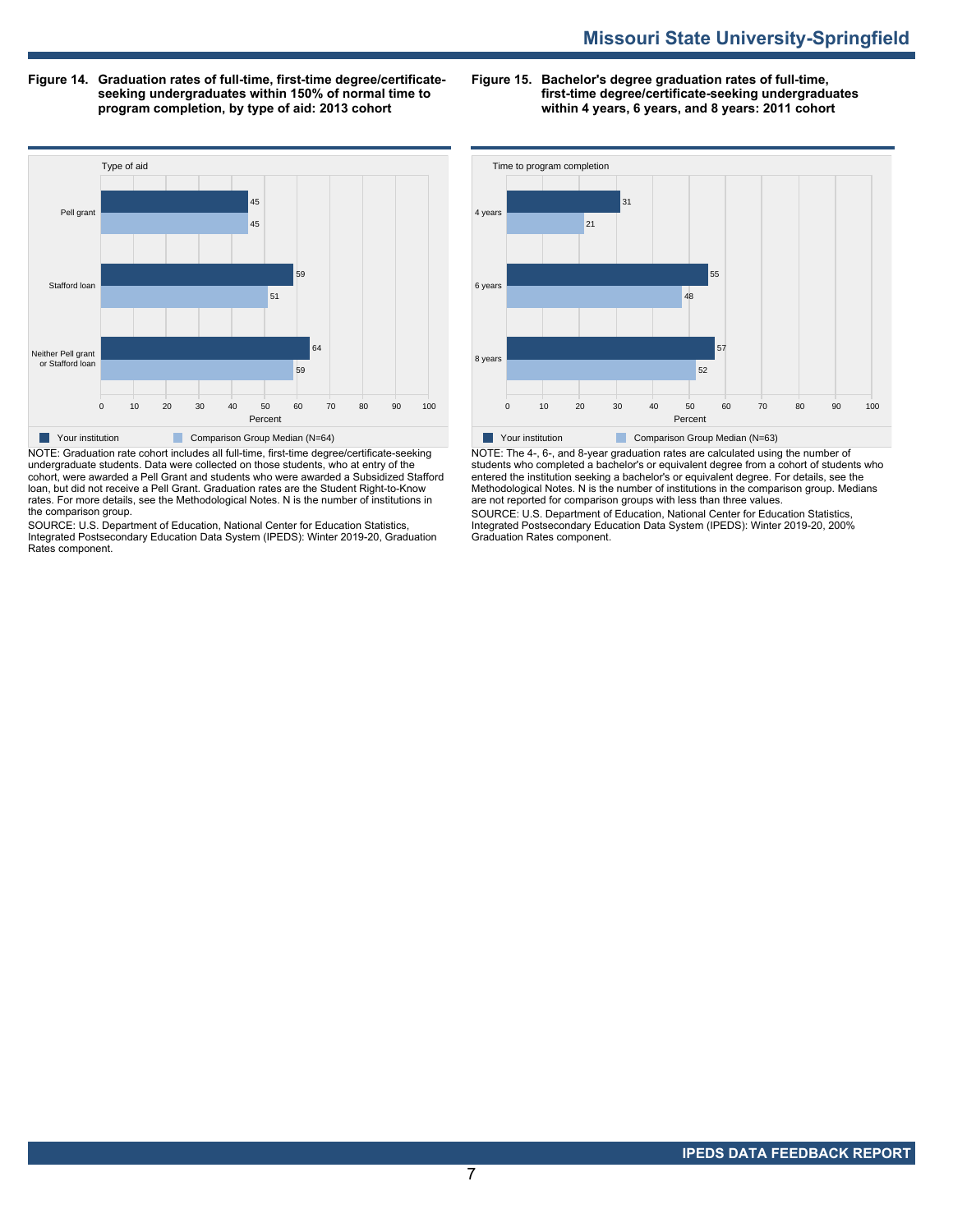**Figure 14. Graduation rates of full-time, first-time degree/certificate-seeking undergraduates within 150% of normal time to program completion, by type of aid: 2013 cohort**

| Type of aid | Your institution | Comparison Group Median (N=64) |
|---|---|---|
| Pell grant | 45 | 45 |
| Stafford loan | 59 | 51 |
| Neither Pell grant or Stafford loan | 64 | 59 |

NOTE: Graduation rate cohort includes all full-time, first-time degree/certificate-seeking undergraduate students. Data were collected on those students, who at entry of the cohort, were awarded a Pell Grant and students who were awarded a Subsidized Stafford loan, but did not receive a Pell Grant. Graduation rates are the Student Right-to-Know rates. For more details, see the Methodological Notes. N is the number of institutions in the comparison group.

SOURCE: U.S. Department of Education, National Center for Education Statistics, Integrated Postsecondary Education Data System (IPEDS): Winter 2019-20, Graduation Rates component.

**Figure 15. Bachelor's degree graduation rates of full-time, first-time degree/certificate-seeking undergraduates within 4 years, 6 years, and 8 years: 2011 cohort**

| Time to program completion | Your institution | Comparison Group Median (N=63) |
|---|---|---|
| 4 years | 31 | 21 |
| 6 years | 55 | 48 |
| 8 years | 57 | 52 |

NOTE: The 4-, 6-, and 8-year graduation rates are calculated using the number of students who completed a bachelor's or equivalent degree from a cohort of students who entered the institution seeking a bachelor's or equivalent degree. For details, see the Methodological Notes. N is the number of institutions in the comparison group. Medians are not reported for comparison groups with less than three values.

SOURCE: U.S. Department of Education, National Center for Education Statistics, Integrated Postsecondary Education Data System (IPEDS): Winter 2019-20, 200% Graduation Rates component.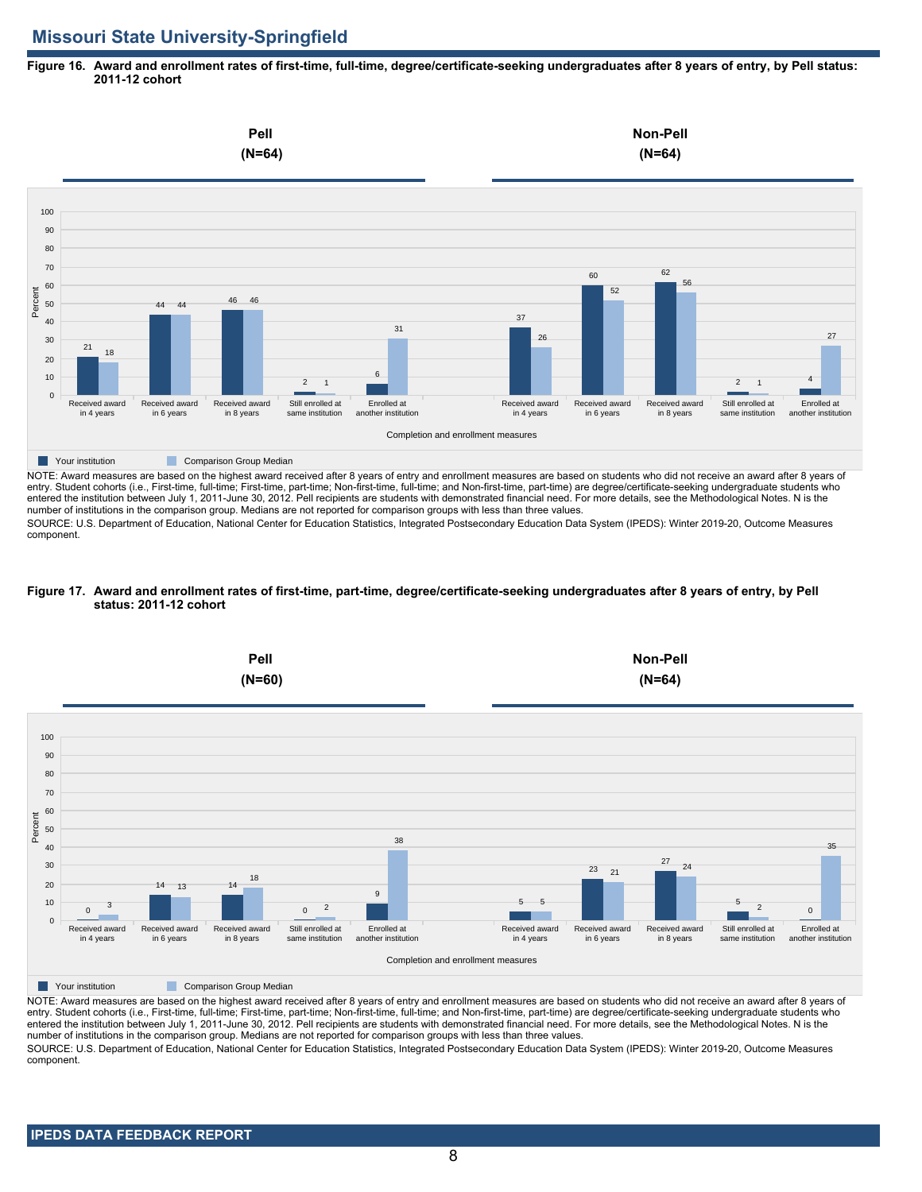## Missouri State University-Springfield

**Figure 16. Award and enrollment rates of first-time, full-time, degree/certificate-seeking undergraduates after 8 years of entry, by Pell status: 2011-12 cohort**

| Completion and enrollment measures | Pell (N=64): Your institution | Pell (N=64): Comparison Group Median | Non-Pell (N=64): Your institution | Non-Pell (N=64): Comparison Group Median |
|---|---|---|---|---|
| Received award in 4 years | 21 | 18 | 37 | 26 |
| Received award in 6 years | 44 | 44 | 60 | 52 |
| Received award in 8 years | 46 | 46 | 62 | 56 |
| Still enrolled at same institution | 2 | 1 | 2 | 1 |
| Enrolled at another institution | 6 | 31 | 4 | 27 |

NOTE: Award measures are based on the highest award received after 8 years of entry and enrollment measures are based on students who did not receive an award after 8 years of entry. Student cohorts (i.e., First-time, full-time; First-time, part-time; Non-first-time, full-time; and Non-first-time, part-time) are degree/certificate-seeking undergraduate students who entered the institution between July 1, 2011-June 30, 2012. Pell recipients are students with demonstrated financial need. For more details, see the Methodological Notes. N is the number of institutions in the comparison group. Medians are not reported for comparison groups with less than three values.

SOURCE: U.S. Department of Education, National Center for Education Statistics, Integrated Postsecondary Education Data System (IPEDS): Winter 2019-20, Outcome Measures component.

**Figure 17. Award and enrollment rates of first-time, part-time, degree/certificate-seeking undergraduates after 8 years of entry, by Pell status: 2011-12 cohort**

| Completion and enrollment measures | Pell (N=60): Your institution | Pell (N=60): Comparison Group Median | Non-Pell (N=64): Your institution | Non-Pell (N=64): Comparison Group Median |
|---|---|---|---|---|
| Received award in 4 years | 0 | 3 | 5 | 5 |
| Received award in 6 years | 14 | 13 | 23 | 21 |
| Received award in 8 years | 14 | 18 | 27 | 24 |
| Still enrolled at same institution | 0 | 2 | 5 | 2 |
| Enrolled at another institution | 9 | 38 | 0 | 35 |

NOTE: Award measures are based on the highest award received after 8 years of entry and enrollment measures are based on students who did not receive an award after 8 years of entry. Student cohorts (i.e., First-time, full-time; First-time, part-time; Non-first-time, full-time; and Non-first-time, part-time) are degree/certificate-seeking undergraduate students who entered the institution between July 1, 2011-June 30, 2012. Pell recipients are students with demonstrated financial need. For more details, see the Methodological Notes. N is the number of institutions in the comparison group. Medians are not reported for comparison groups with less than three values.

SOURCE: U.S. Department of Education, National Center for Education Statistics, Integrated Postsecondary Education Data System (IPEDS): Winter 2019-20, Outcome Measures component.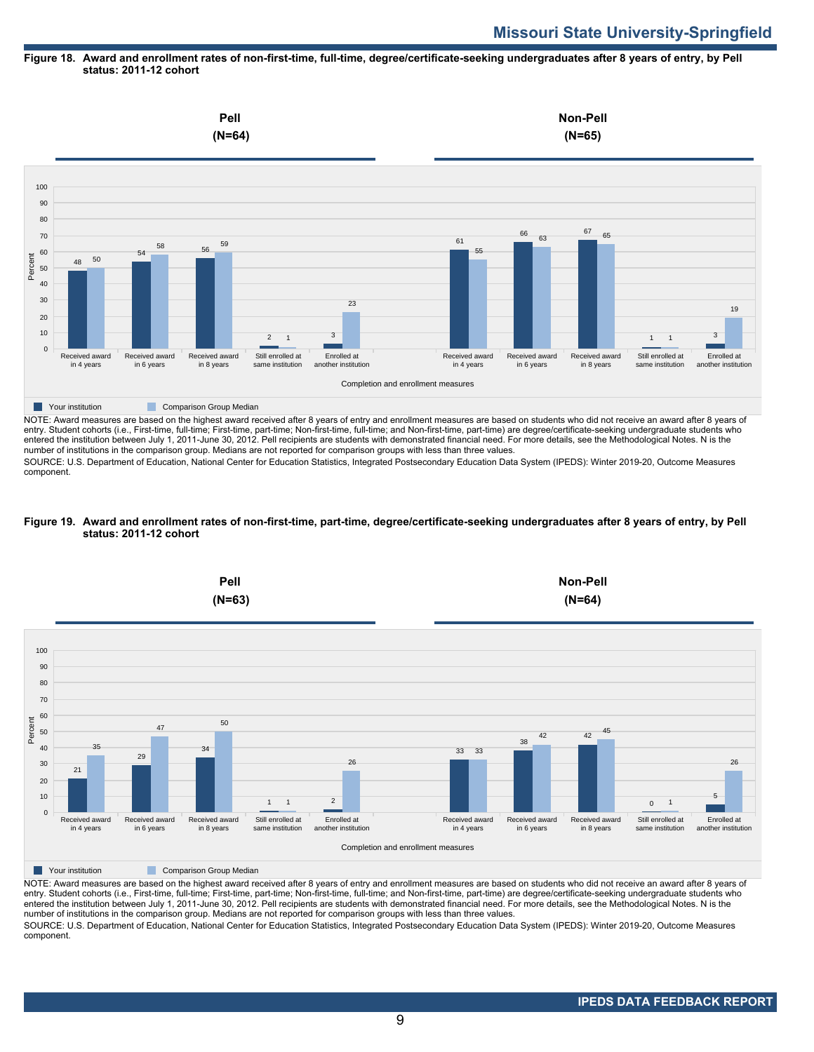# Missouri State University-Springfield

**Figure 18. Award and enrollment rates of non-first-time, full-time, degree/certificate-seeking undergraduates after 8 years of entry, by Pell status: 2011-12 cohort**

**Pell (N=64)**

| Completion and enrollment measures | Your institution | Comparison Group Median |
|---|---|---|
| Received award in 4 years | 48 | 50 |
| Received award in 6 years | 54 | 58 |
| Received award in 8 years | 56 | 59 |
| Still enrolled at same institution | 2 | 1 |
| Enrolled at another institution | 3 | 23 |

**Non-Pell (N=65)**

| Completion and enrollment measures | Your institution | Comparison Group Median |
|---|---|---|
| Received award in 4 years | 61 | 55 |
| Received award in 6 years | 66 | 63 |
| Received award in 8 years | 67 | 65 |
| Still enrolled at same institution | 1 | 1 |
| Enrolled at another institution | 3 | 19 |

NOTE: Award measures are based on the highest award received after 8 years of entry and enrollment measures are based on students who did not receive an award after 8 years of entry. Student cohorts (i.e., First-time, full-time; First-time, part-time; Non-first-time, full-time; and Non-first-time, part-time) are degree/certificate-seeking undergraduate students who entered the institution between July 1, 2011-June 30, 2012. Pell recipients are students with demonstrated financial need. For more details, see the Methodological Notes. N is the number of institutions in the comparison group. Medians are not reported for comparison groups with less than three values.

SOURCE: U.S. Department of Education, National Center for Education Statistics, Integrated Postsecondary Education Data System (IPEDS): Winter 2019-20, Outcome Measures component.

**Figure 19. Award and enrollment rates of non-first-time, part-time, degree/certificate-seeking undergraduates after 8 years of entry, by Pell status: 2011-12 cohort**

**Pell (N=63)**

| Completion and enrollment measures | Your institution | Comparison Group Median |
|---|---|---|
| Received award in 4 years | 21 | 35 |
| Received award in 6 years | 29 | 47 |
| Received award in 8 years | 34 | 50 |
| Still enrolled at same institution | 1 | 1 |
| Enrolled at another institution | 2 | 26 |

**Non-Pell (N=64)**

| Completion and enrollment measures | Your institution | Comparison Group Median |
|---|---|---|
| Received award in 4 years | 33 | 33 |
| Received award in 6 years | 38 | 42 |
| Received award in 8 years | 42 | 45 |
| Still enrolled at same institution | 0 | 1 |
| Enrolled at another institution | 5 | 26 |

NOTE: Award measures are based on the highest award received after 8 years of entry and enrollment measures are based on students who did not receive an award after 8 years of entry. Student cohorts (i.e., First-time, full-time; First-time, part-time; Non-first-time, full-time; and Non-first-time, part-time) are degree/certificate-seeking undergraduate students who entered the institution between July 1, 2011-June 30, 2012. Pell recipients are students with demonstrated financial need. For more details, see the Methodological Notes. N is the number of institutions in the comparison group. Medians are not reported for comparison groups with less than three values.

SOURCE: U.S. Department of Education, National Center for Education Statistics, Integrated Postsecondary Education Data System (IPEDS): Winter 2019-20, Outcome Measures component.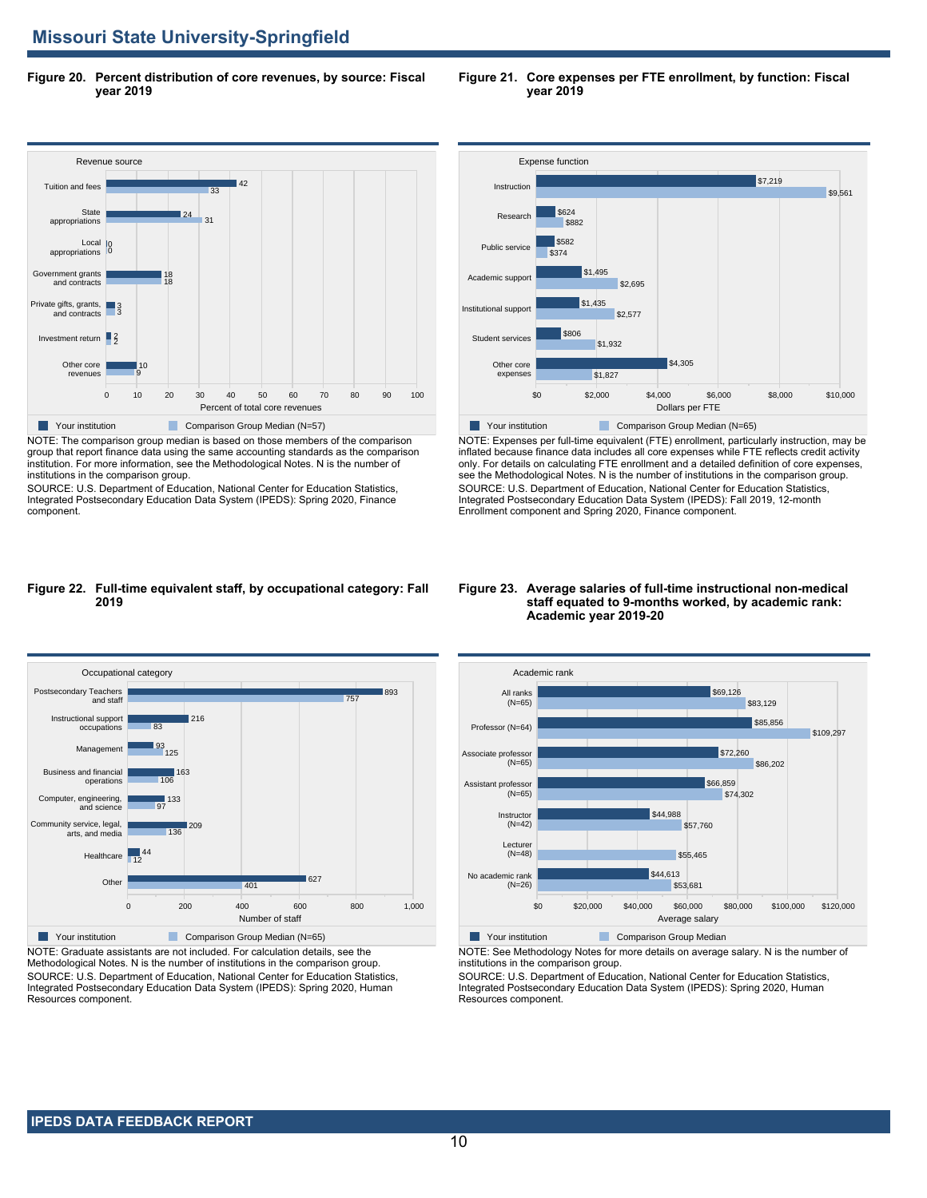## Missouri State University-Springfield

**Figure 20. Percent distribution of core revenues, by source: Fiscal year 2019**

| Revenue source | Your institution | Comparison Group Median (N=57) |
|---|---|---|
| Tuition and fees | 42 | 33 |
| State appropriations | 24 | 31 |
| Local appropriations | 0 | 0 |
| Government grants and contracts | 18 | 18 |
| Private gifts, grants, and contracts | 3 | 3 |
| Investment return | 2 | 2 |
| Other core revenues | 10 | 9 |

Percent of total core revenues

NOTE: The comparison group median is based on those members of the comparison group that report finance data using the same accounting standards as the comparison institution. For more information, see the Methodological Notes. N is the number of institutions in the comparison group.
SOURCE: U.S. Department of Education, National Center for Education Statistics, Integrated Postsecondary Education Data System (IPEDS): Spring 2020, Finance component.

**Figure 21. Core expenses per FTE enrollment, by function: Fiscal year 2019**

| Expense function | Your institution | Comparison Group Median (N=65) |
|---|---|---|
| Instruction | $7,219 | $9,561 |
| Research | $624 | $882 |
| Public service | $582 | $374 |
| Academic support | $1,495 | $2,695 |
| Institutional support | $1,435 | $2,577 |
| Student services | $806 | $1,932 |
| Other core expenses | $4,305 | $1,827 |

Dollars per FTE

NOTE: Expenses per full-time equivalent (FTE) enrollment, particularly instruction, may be inflated because finance data includes all core expenses while FTE reflects credit activity only. For details on calculating FTE enrollment and a detailed definition of core expenses, see the Methodological Notes. N is the number of institutions in the comparison group.
SOURCE: U.S. Department of Education, National Center for Education Statistics, Integrated Postsecondary Education Data System (IPEDS): Fall 2019, 12-month Enrollment component and Spring 2020, Finance component.

**Figure 22. Full-time equivalent staff, by occupational category: Fall 2019**

| Occupational category | Your institution | Comparison Group Median (N=65) |
|---|---|---|
| Postsecondary Teachers and staff | 893 | 757 |
| Instructional support occupations | 216 | 83 |
| Management | 93 | 125 |
| Business and financial operations | 163 | 106 |
| Computer, engineering, and science | 133 | 97 |
| Community service, legal, arts, and media | 209 | 136 |
| Healthcare | 44 | 12 |
| Other | 627 | 401 |

Number of staff

NOTE: Graduate assistants are not included. For calculation details, see the Methodological Notes. N is the number of institutions in the comparison group.
SOURCE: U.S. Department of Education, National Center for Education Statistics, Integrated Postsecondary Education Data System (IPEDS): Spring 2020, Human Resources component.

**Figure 23. Average salaries of full-time instructional non-medical staff equated to 9-months worked, by academic rank: Academic year 2019-20**

| Academic rank | Your institution | Comparison Group Median |
|---|---|---|
| All ranks (N=65) | $69,126 | $83,129 |
| Professor (N=64) | $85,856 | $109,297 |
| Associate professor (N=65) | $72,260 | $86,202 |
| Assistant professor (N=65) | $66,859 | $74,302 |
| Instructor (N=42) | $44,988 | $57,760 |
| Lecturer (N=48) | | $55,465 |
| No academic rank (N=26) | $44,613 | $53,681 |

Average salary

NOTE: See Methodology Notes for more details on average salary. N is the number of institutions in the comparison group.
SOURCE: U.S. Department of Education, National Center for Education Statistics, Integrated Postsecondary Education Data System (IPEDS): Spring 2020, Human Resources component.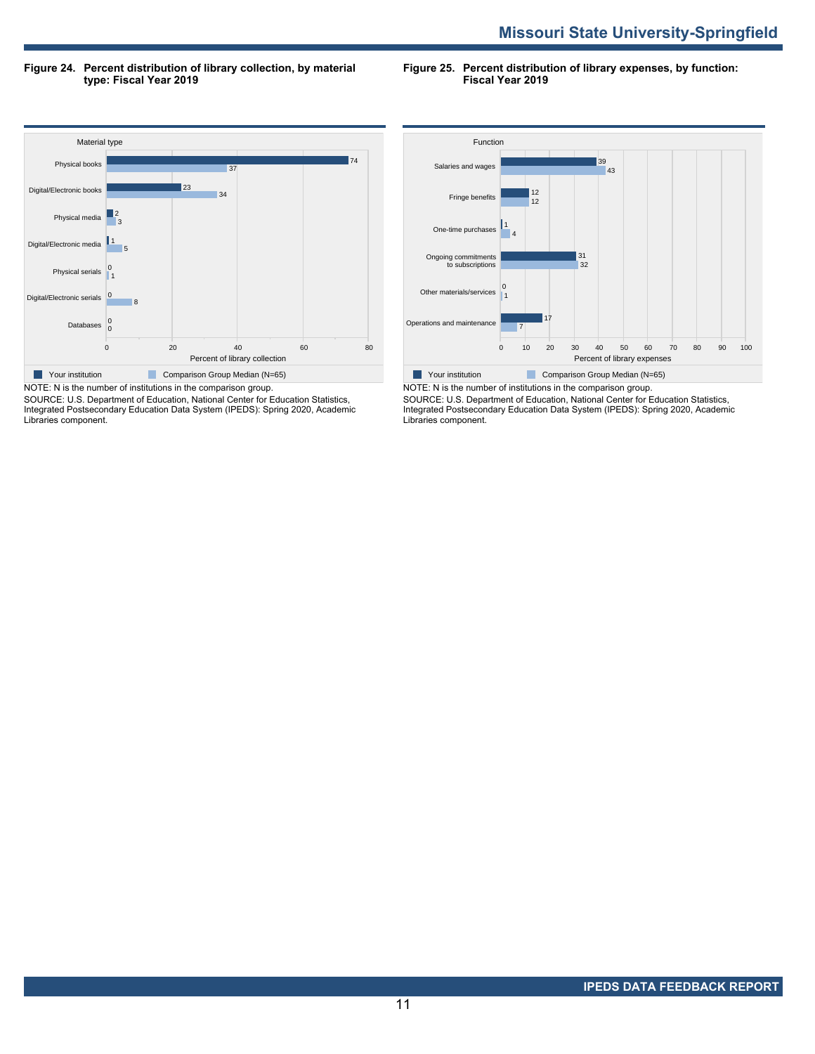**Figure 24. Percent distribution of library collection, by material type: Fiscal Year 2019**

| Material type | Your institution | Comparison Group Median (N=65) |
|---|---|---|
| Physical books | 74 | 37 |
| Digital/Electronic books | 23 | 34 |
| Physical media | 2 | 3 |
| Digital/Electronic media | 1 | 5 |
| Physical serials | 0 | 1 |
| Digital/Electronic serials | 0 | 8 |
| Databases | 0 | 0 |

Percent of library collection

NOTE: N is the number of institutions in the comparison group.
SOURCE: U.S. Department of Education, National Center for Education Statistics, Integrated Postsecondary Education Data System (IPEDS): Spring 2020, Academic Libraries component.

**Figure 25. Percent distribution of library expenses, by function: Fiscal Year 2019**

| Function | Your institution | Comparison Group Median (N=65) |
|---|---|---|
| Salaries and wages | 39 | 43 |
| Fringe benefits | 12 | 12 |
| One-time purchases | 1 | 4 |
| Ongoing commitments to subscriptions | 31 | 32 |
| Other materials/services | 0 | 1 |
| Operations and maintenance | 17 | 7 |

Percent of library expenses

NOTE: N is the number of institutions in the comparison group.
SOURCE: U.S. Department of Education, National Center for Education Statistics, Integrated Postsecondary Education Data System (IPEDS): Spring 2020, Academic Libraries component.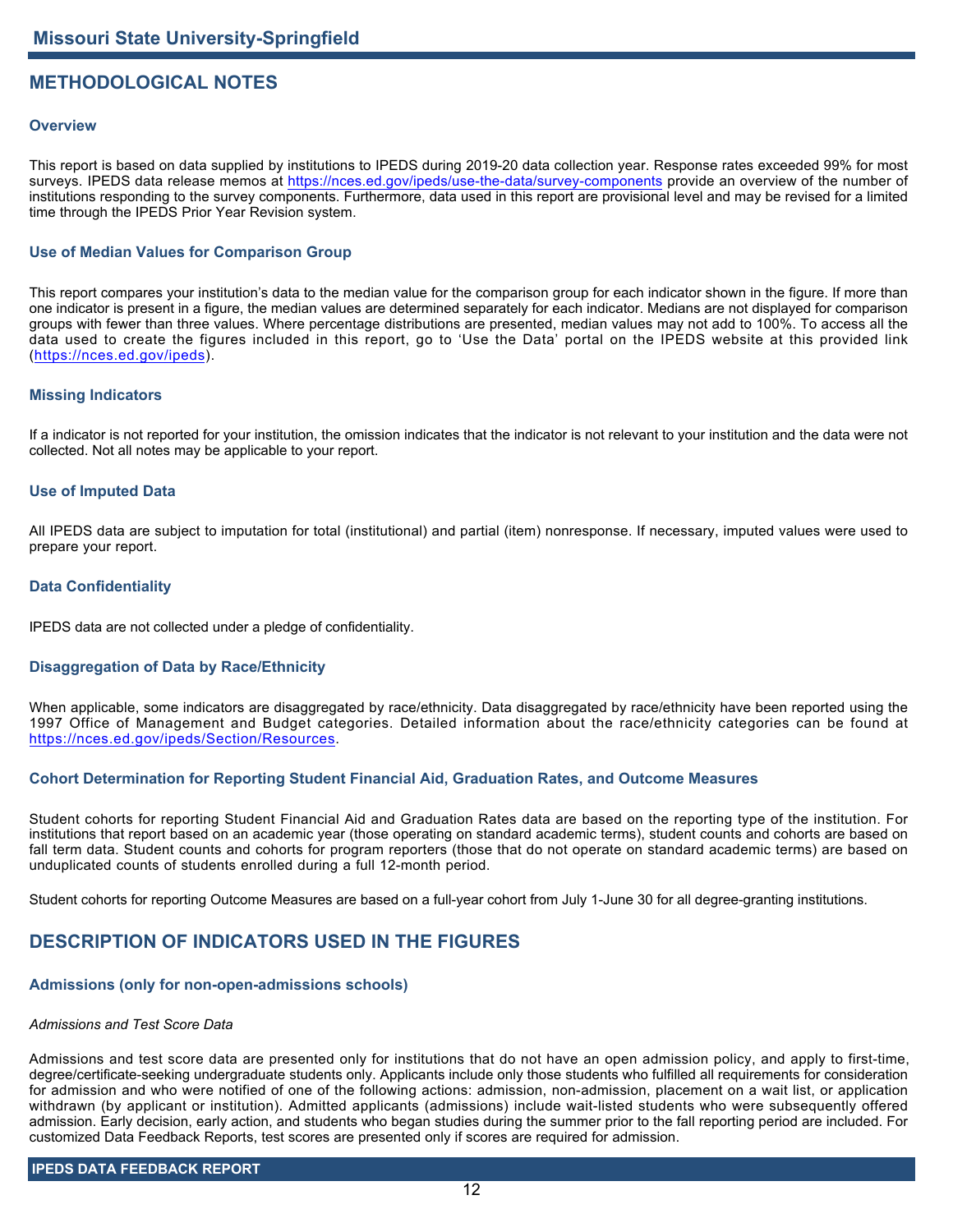## METHODOLOGICAL NOTES

### Overview

This report is based on data supplied by institutions to IPEDS during 2019-20 data collection year. Response rates exceeded 99% for most surveys. IPEDS data release memos at https://nces.ed.gov/ipeds/use-the-data/survey-components provide an overview of the number of institutions responding to the survey components. Furthermore, data used in this report are provisional level and may be revised for a limited time through the IPEDS Prior Year Revision system.

### Use of Median Values for Comparison Group

This report compares your institution's data to the median value for the comparison group for each indicator shown in the figure. If more than one indicator is present in a figure, the median values are determined separately for each indicator. Medians are not displayed for comparison groups with fewer than three values. Where percentage distributions are presented, median values may not add to 100%. To access all the data used to create the figures included in this report, go to 'Use the Data' portal on the IPEDS website at this provided link (https://nces.ed.gov/ipeds).

### Missing Indicators

If a indicator is not reported for your institution, the omission indicates that the indicator is not relevant to your institution and the data were not collected. Not all notes may be applicable to your report.

### Use of Imputed Data

All IPEDS data are subject to imputation for total (institutional) and partial (item) nonresponse. If necessary, imputed values were used to prepare your report.

### Data Confidentiality

IPEDS data are not collected under a pledge of confidentiality.

### Disaggregation of Data by Race/Ethnicity

When applicable, some indicators are disaggregated by race/ethnicity. Data disaggregated by race/ethnicity have been reported using the 1997 Office of Management and Budget categories. Detailed information about the race/ethnicity categories can be found at https://nces.ed.gov/ipeds/Section/Resources.

### Cohort Determination for Reporting Student Financial Aid, Graduation Rates, and Outcome Measures

Student cohorts for reporting Student Financial Aid and Graduation Rates data are based on the reporting type of the institution. For institutions that report based on an academic year (those operating on standard academic terms), student counts and cohorts are based on fall term data. Student counts and cohorts for program reporters (those that do not operate on standard academic terms) are based on unduplicated counts of students enrolled during a full 12-month period.

Student cohorts for reporting Outcome Measures are based on a full-year cohort from July 1-June 30 for all degree-granting institutions.

## DESCRIPTION OF INDICATORS USED IN THE FIGURES

### Admissions (only for non-open-admissions schools)

*Admissions and Test Score Data*

Admissions and test score data are presented only for institutions that do not have an open admission policy, and apply to first-time, degree/certificate-seeking undergraduate students only. Applicants include only those students who fulfilled all requirements for consideration for admission and who were notified of one of the following actions: admission, non-admission, placement on a wait list, or application withdrawn (by applicant or institution). Admitted applicants (admissions) include wait-listed students who were subsequently offered admission. Early decision, early action, and students who began studies during the summer prior to the fall reporting period are included. For customized Data Feedback Reports, test scores are presented only if scores are required for admission.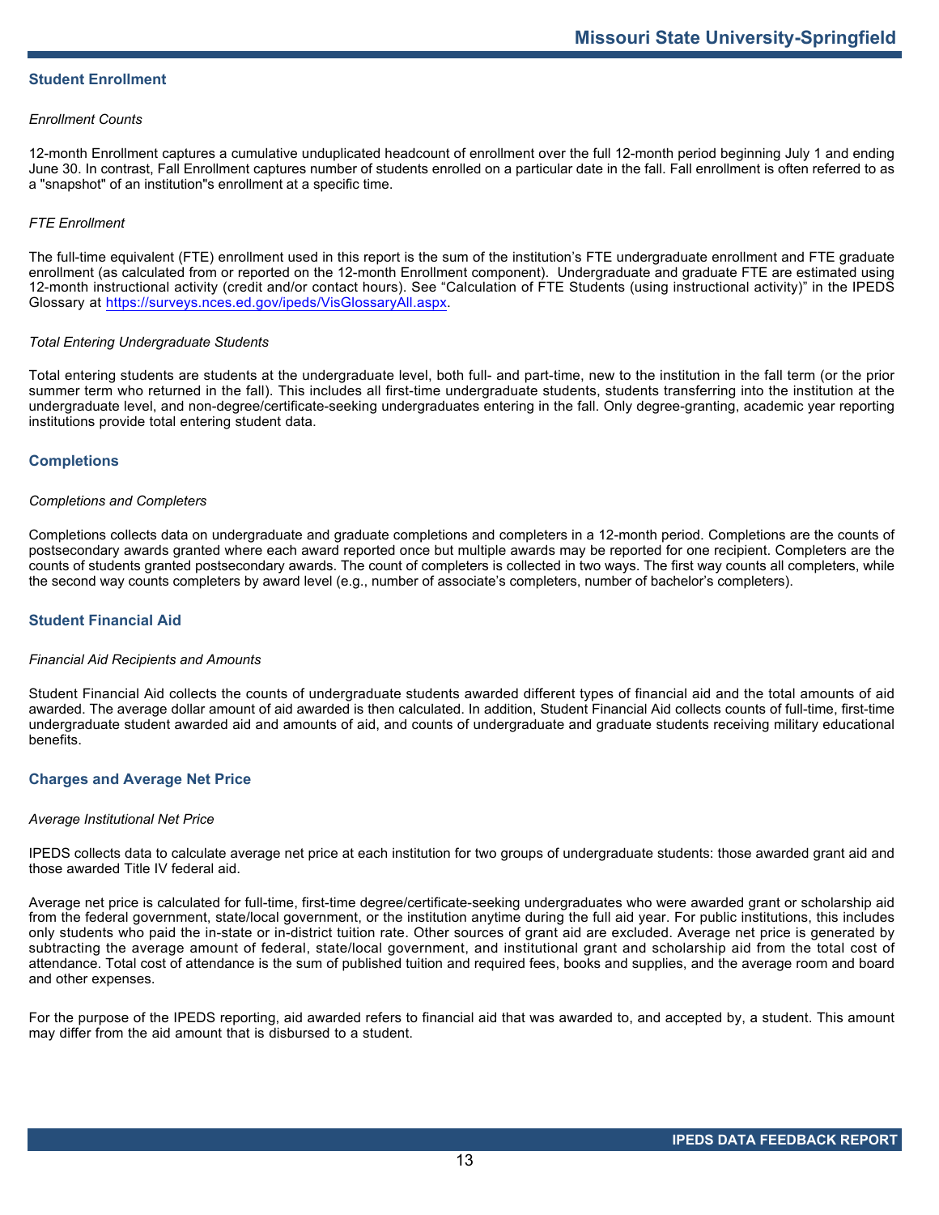## Student Enrollment

*Enrollment Counts*

12-month Enrollment captures a cumulative unduplicated headcount of enrollment over the full 12-month period beginning July 1 and ending June 30. In contrast, Fall Enrollment captures number of students enrolled on a particular date in the fall. Fall enrollment is often referred to as a "snapshot" of an institution"s enrollment at a specific time.

*FTE Enrollment*

The full-time equivalent (FTE) enrollment used in this report is the sum of the institution's FTE undergraduate enrollment and FTE graduate enrollment (as calculated from or reported on the 12-month Enrollment component). Undergraduate and graduate FTE are estimated using 12-month instructional activity (credit and/or contact hours). See "Calculation of FTE Students (using instructional activity)" in the IPEDS Glossary at https://surveys.nces.ed.gov/ipeds/VisGlossaryAll.aspx.

*Total Entering Undergraduate Students*

Total entering students are students at the undergraduate level, both full- and part-time, new to the institution in the fall term (or the prior summer term who returned in the fall). This includes all first-time undergraduate students, students transferring into the institution at the undergraduate level, and non-degree/certificate-seeking undergraduates entering in the fall. Only degree-granting, academic year reporting institutions provide total entering student data.

## Completions

*Completions and Completers*

Completions collects data on undergraduate and graduate completions and completers in a 12-month period. Completions are the counts of postsecondary awards granted where each award reported once but multiple awards may be reported for one recipient. Completers are the counts of students granted postsecondary awards. The count of completers is collected in two ways. The first way counts all completers, while the second way counts completers by award level (e.g., number of associate's completers, number of bachelor's completers).

## Student Financial Aid

*Financial Aid Recipients and Amounts*

Student Financial Aid collects the counts of undergraduate students awarded different types of financial aid and the total amounts of aid awarded. The average dollar amount of aid awarded is then calculated. In addition, Student Financial Aid collects counts of full-time, first-time undergraduate student awarded aid and amounts of aid, and counts of undergraduate and graduate students receiving military educational benefits.

## Charges and Average Net Price

*Average Institutional Net Price*

IPEDS collects data to calculate average net price at each institution for two groups of undergraduate students: those awarded grant aid and those awarded Title IV federal aid.

Average net price is calculated for full-time, first-time degree/certificate-seeking undergraduates who were awarded grant or scholarship aid from the federal government, state/local government, or the institution anytime during the full aid year. For public institutions, this includes only students who paid the in-state or in-district tuition rate. Other sources of grant aid are excluded. Average net price is generated by subtracting the average amount of federal, state/local government, and institutional grant and scholarship aid from the total cost of attendance. Total cost of attendance is the sum of published tuition and required fees, books and supplies, and the average room and board and other expenses.

For the purpose of the IPEDS reporting, aid awarded refers to financial aid that was awarded to, and accepted by, a student. This amount may differ from the aid amount that is disbursed to a student.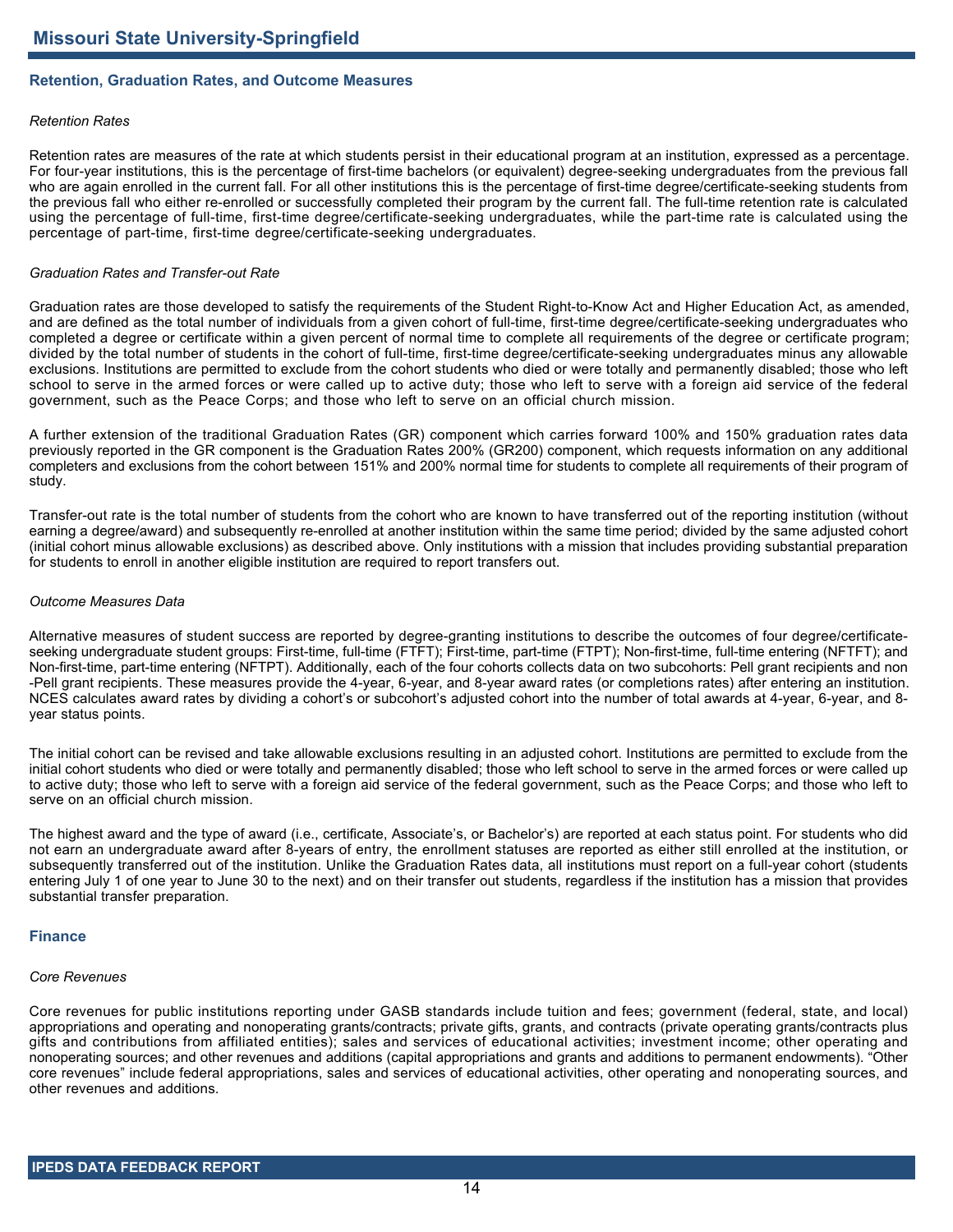## Retention, Graduation Rates, and Outcome Measures

*Retention Rates*

Retention rates are measures of the rate at which students persist in their educational program at an institution, expressed as a percentage. For four-year institutions, this is the percentage of first-time bachelors (or equivalent) degree-seeking undergraduates from the previous fall who are again enrolled in the current fall. For all other institutions this is the percentage of first-time degree/certificate-seeking students from the previous fall who either re-enrolled or successfully completed their program by the current fall. The full-time retention rate is calculated using the percentage of full-time, first-time degree/certificate-seeking undergraduates, while the part-time rate is calculated using the percentage of part-time, first-time degree/certificate-seeking undergraduates.

*Graduation Rates and Transfer-out Rate*

Graduation rates are those developed to satisfy the requirements of the Student Right-to-Know Act and Higher Education Act, as amended, and are defined as the total number of individuals from a given cohort of full-time, first-time degree/certificate-seeking undergraduates who completed a degree or certificate within a given percent of normal time to complete all requirements of the degree or certificate program; divided by the total number of students in the cohort of full-time, first-time degree/certificate-seeking undergraduates minus any allowable exclusions. Institutions are permitted to exclude from the cohort students who died or were totally and permanently disabled; those who left school to serve in the armed forces or were called up to active duty; those who left to serve with a foreign aid service of the federal government, such as the Peace Corps; and those who left to serve on an official church mission.

A further extension of the traditional Graduation Rates (GR) component which carries forward 100% and 150% graduation rates data previously reported in the GR component is the Graduation Rates 200% (GR200) component, which requests information on any additional completers and exclusions from the cohort between 151% and 200% normal time for students to complete all requirements of their program of study.

Transfer-out rate is the total number of students from the cohort who are known to have transferred out of the reporting institution (without earning a degree/award) and subsequently re-enrolled at another institution within the same time period; divided by the same adjusted cohort (initial cohort minus allowable exclusions) as described above. Only institutions with a mission that includes providing substantial preparation for students to enroll in another eligible institution are required to report transfers out.

*Outcome Measures Data*

Alternative measures of student success are reported by degree-granting institutions to describe the outcomes of four degree/certificate-seeking undergraduate student groups: First-time, full-time (FTFT); First-time, part-time (FTPT); Non-first-time, full-time entering (NFTFT); and Non-first-time, part-time entering (NFTPT). Additionally, each of the four cohorts collects data on two subcohorts: Pell grant recipients and non-Pell grant recipients. These measures provide the 4-year, 6-year, and 8-year award rates (or completions rates) after entering an institution. NCES calculates award rates by dividing a cohort's or subcohort's adjusted cohort into the number of total awards at 4-year, 6-year, and 8-year status points.

The initial cohort can be revised and take allowable exclusions resulting in an adjusted cohort. Institutions are permitted to exclude from the initial cohort students who died or were totally and permanently disabled; those who left school to serve in the armed forces or were called up to active duty; those who left to serve with a foreign aid service of the federal government, such as the Peace Corps; and those who left to serve on an official church mission.

The highest award and the type of award (i.e., certificate, Associate's, or Bachelor's) are reported at each status point. For students who did not earn an undergraduate award after 8-years of entry, the enrollment statuses are reported as either still enrolled at the institution, or subsequently transferred out of the institution. Unlike the Graduation Rates data, all institutions must report on a full-year cohort (students entering July 1 of one year to June 30 to the next) and on their transfer out students, regardless if the institution has a mission that provides substantial transfer preparation.

## Finance

*Core Revenues*

Core revenues for public institutions reporting under GASB standards include tuition and fees; government (federal, state, and local) appropriations and operating and nonoperating grants/contracts; private gifts, grants, and contracts (private operating grants/contracts plus gifts and contributions from affiliated entities); sales and services of educational activities; investment income; other operating and nonoperating sources; and other revenues and additions (capital appropriations and grants and additions to permanent endowments). "Other core revenues" include federal appropriations, sales and services of educational activities, other operating and nonoperating sources, and other revenues and additions.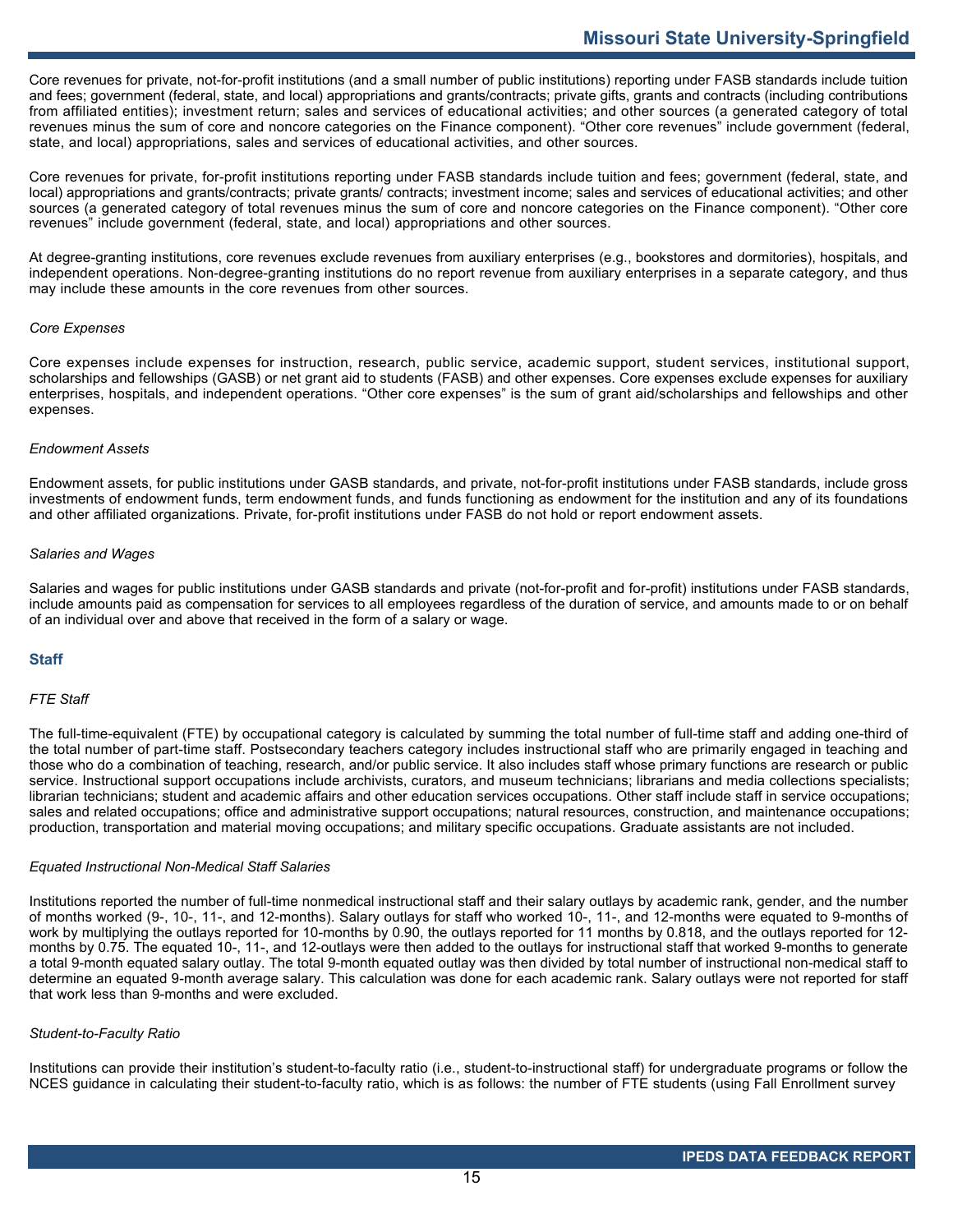Core revenues for private, not-for-profit institutions (and a small number of public institutions) reporting under FASB standards include tuition and fees; government (federal, state, and local) appropriations and grants/contracts; private gifts, grants and contracts (including contributions from affiliated entities); investment return; sales and services of educational activities; and other sources (a generated category of total revenues minus the sum of core and noncore categories on the Finance component). “Other core revenues” include government (federal, state, and local) appropriations, sales and services of educational activities, and other sources.

Core revenues for private, for-profit institutions reporting under FASB standards include tuition and fees; government (federal, state, and local) appropriations and grants/contracts; private grants/ contracts; investment income; sales and services of educational activities; and other sources (a generated category of total revenues minus the sum of core and noncore categories on the Finance component). “Other core revenues” include government (federal, state, and local) appropriations and other sources.

At degree-granting institutions, core revenues exclude revenues from auxiliary enterprises (e.g., bookstores and dormitories), hospitals, and independent operations. Non-degree-granting institutions do no report revenue from auxiliary enterprises in a separate category, and thus may include these amounts in the core revenues from other sources.

*Core Expenses*

Core expenses include expenses for instruction, research, public service, academic support, student services, institutional support, scholarships and fellowships (GASB) or net grant aid to students (FASB) and other expenses. Core expenses exclude expenses for auxiliary enterprises, hospitals, and independent operations. “Other core expenses” is the sum of grant aid/scholarships and fellowships and other expenses.

*Endowment Assets*

Endowment assets, for public institutions under GASB standards, and private, not-for-profit institutions under FASB standards, include gross investments of endowment funds, term endowment funds, and funds functioning as endowment for the institution and any of its foundations and other affiliated organizations. Private, for-profit institutions under FASB do not hold or report endowment assets.

*Salaries and Wages*

Salaries and wages for public institutions under GASB standards and private (not-for-profit and for-profit) institutions under FASB standards, include amounts paid as compensation for services to all employees regardless of the duration of service, and amounts made to or on behalf of an individual over and above that received in the form of a salary or wage.

## Staff

*FTE Staff*

The full-time-equivalent (FTE) by occupational category is calculated by summing the total number of full-time staff and adding one-third of the total number of part-time staff. Postsecondary teachers category includes instructional staff who are primarily engaged in teaching and those who do a combination of teaching, research, and/or public service. It also includes staff whose primary functions are research or public service. Instructional support occupations include archivists, curators, and museum technicians; librarians and media collections specialists; librarian technicians; student and academic affairs and other education services occupations. Other staff include staff in service occupations; sales and related occupations; office and administrative support occupations; natural resources, construction, and maintenance occupations; production, transportation and material moving occupations; and military specific occupations. Graduate assistants are not included.

*Equated Instructional Non-Medical Staff Salaries*

Institutions reported the number of full-time nonmedical instructional staff and their salary outlays by academic rank, gender, and the number of months worked (9-, 10-, 11-, and 12-months). Salary outlays for staff who worked 10-, 11-, and 12-months were equated to 9-months of work by multiplying the outlays reported for 10-months by 0.90, the outlays reported for 11 months by 0.818, and the outlays reported for 12-months by 0.75. The equated 10-, 11-, and 12-outlays were then added to the outlays for instructional staff that worked 9-months to generate a total 9-month equated salary outlay. The total 9-month equated outlay was then divided by total number of instructional non-medical staff to determine an equated 9-month average salary. This calculation was done for each academic rank. Salary outlays were not reported for staff that work less than 9-months and were excluded.

*Student-to-Faculty Ratio*

Institutions can provide their institution’s student-to-faculty ratio (i.e., student-to-instructional staff) for undergraduate programs or follow the NCES guidance in calculating their student-to-faculty ratio, which is as follows: the number of FTE students (using Fall Enrollment survey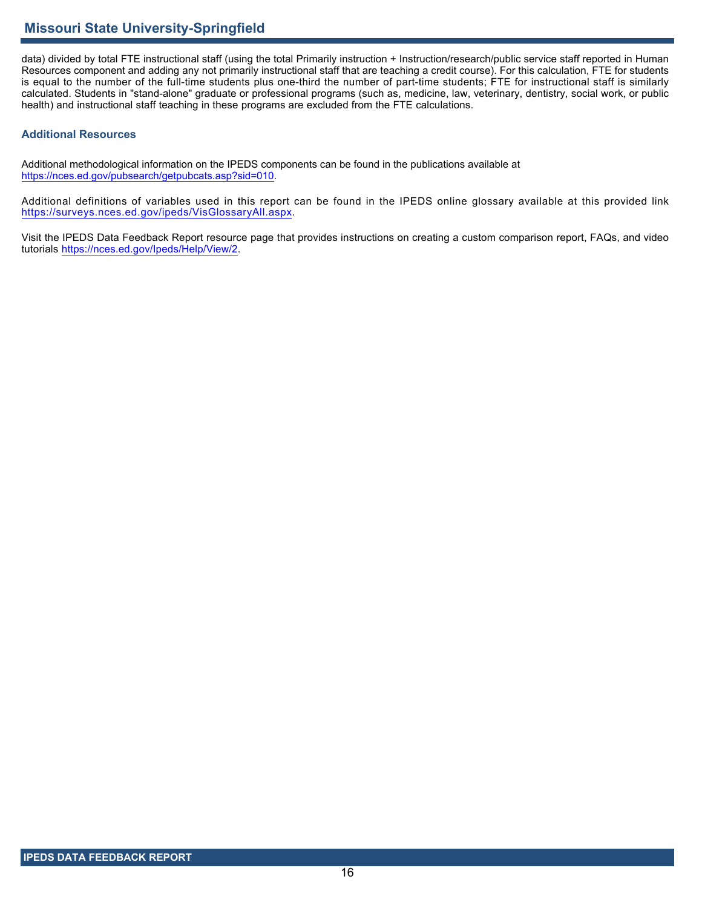data) divided by total FTE instructional staff (using the total Primarily instruction + Instruction/research/public service staff reported in Human Resources component and adding any not primarily instructional staff that are teaching a credit course). For this calculation, FTE for students is equal to the number of the full-time students plus one-third the number of part-time students; FTE for instructional staff is similarly calculated. Students in "stand-alone" graduate or professional programs (such as, medicine, law, veterinary, dentistry, social work, or public health) and instructional staff teaching in these programs are excluded from the FTE calculations.

### Additional Resources

Additional methodological information on the IPEDS components can be found in the publications available at https://nces.ed.gov/pubsearch/getpubcats.asp?sid=010.

Additional definitions of variables used in this report can be found in the IPEDS online glossary available at this provided link https://surveys.nces.ed.gov/ipeds/VisGlossaryAll.aspx.

Visit the IPEDS Data Feedback Report resource page that provides instructions on creating a custom comparison report, FAQs, and video tutorials https://nces.ed.gov/Ipeds/Help/View/2.